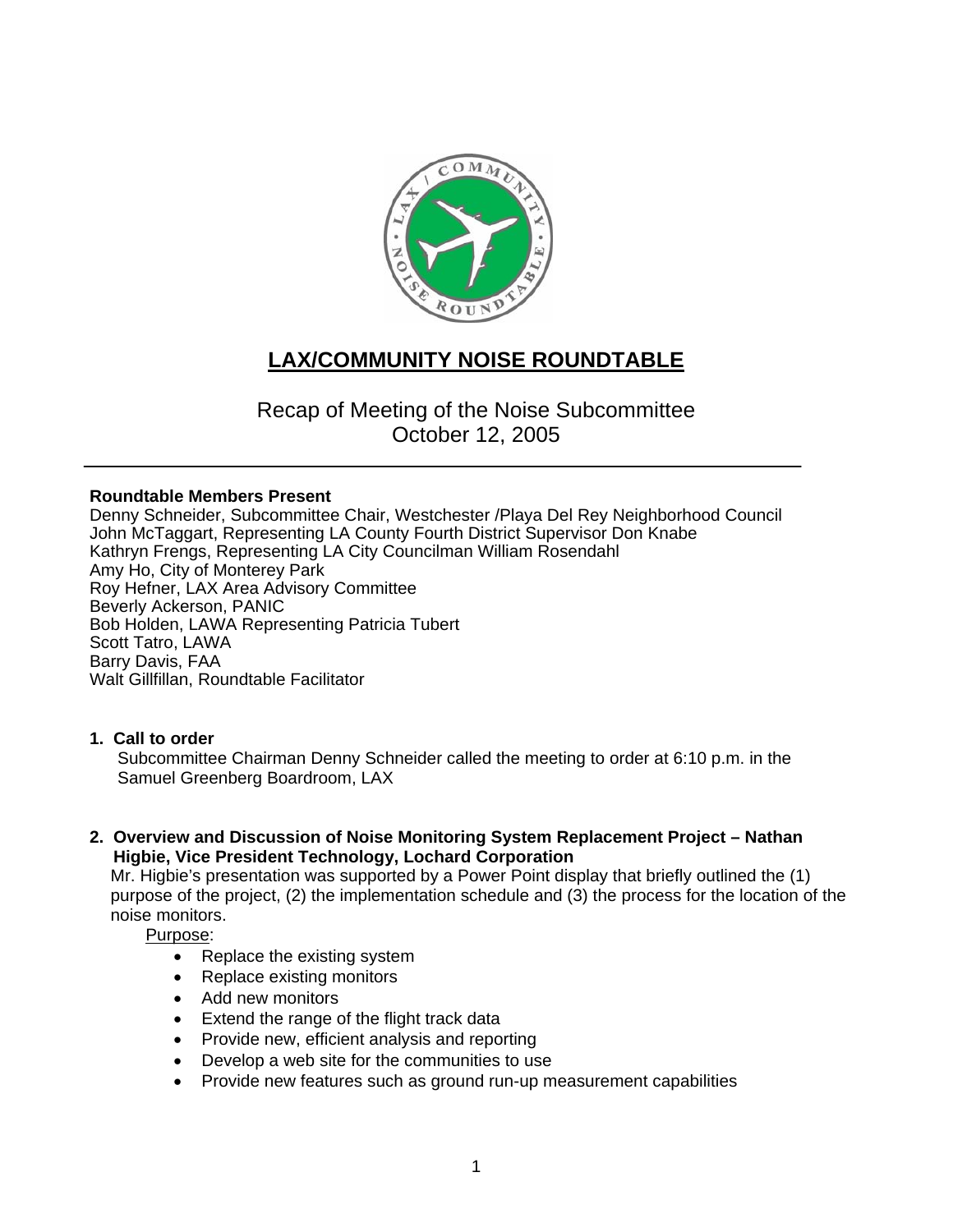# LAX/COMMUNITY NOISE ROUNDTABLE

## Recap of Meeting of the Noise Subcommittee
## October 12, 2005

---

**Roundtable Members Present**

Denny Schneider, Subcommittee Chair, Westchester /Playa Del Rey Neighborhood Council
John McTaggart, Representing LA County Fourth District Supervisor Don Knabe
Kathryn Frengs, Representing LA City Councilman William Rosendahl
Amy Ho, City of Monterey Park
Roy Hefner, LAX Area Advisory Committee
Beverly Ackerson, PANIC
Bob Holden, LAWA Representing Patricia Tubert
Scott Tatro, LAWA
Barry Davis, FAA
Walt Gillfillan, Roundtable Facilitator

**1. Call to order**

Subcommittee Chairman Denny Schneider called the meeting to order at 6:10 p.m. in the Samuel Greenberg Boardroom, LAX

**2. Overview and Discussion of Noise Monitoring System Replacement Project – Nathan Higbie, Vice President Technology, Lochard Corporation**

Mr. Higbie's presentation was supported by a Power Point display that briefly outlined the (1) purpose of the project, (2) the implementation schedule and (3) the process for the location of the noise monitors.

<u>Purpose</u>:

- Replace the existing system
- Replace existing monitors
- Add new monitors
- Extend the range of the flight track data
- Provide new, efficient analysis and reporting
- Develop a web site for the communities to use
- Provide new features such as ground run-up measurement capabilities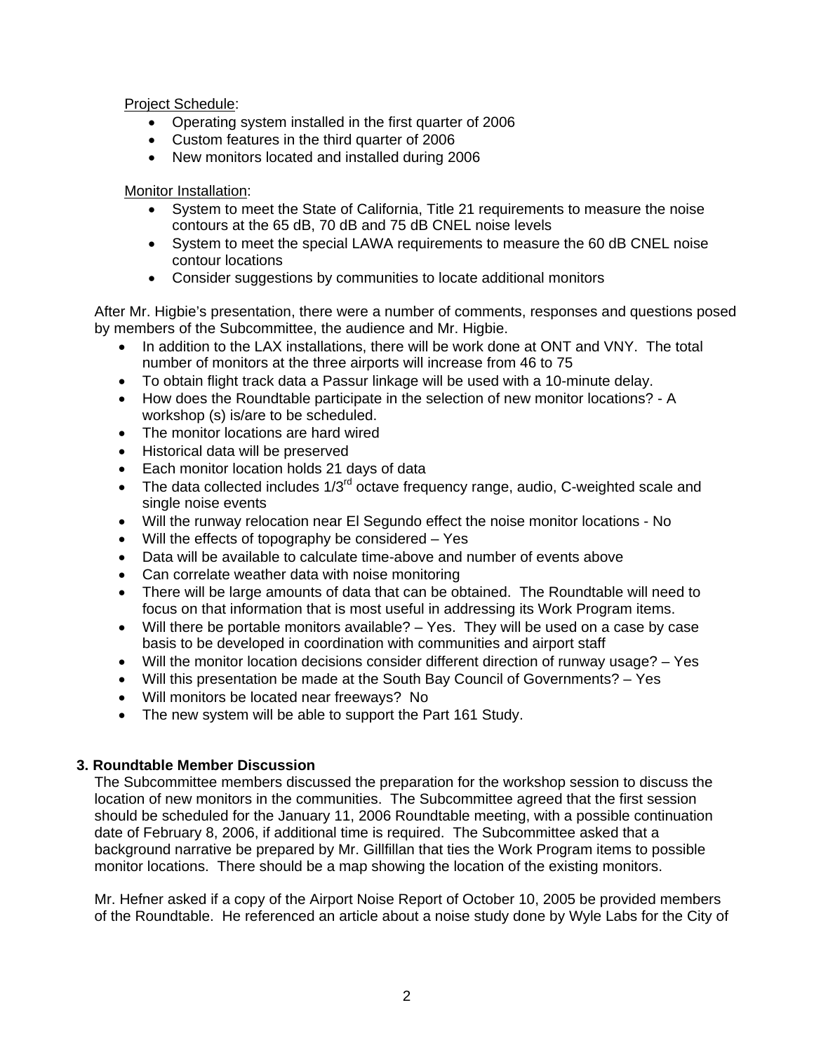Project Schedule:

- Operating system installed in the first quarter of 2006
- Custom features in the third quarter of 2006
- New monitors located and installed during 2006

Monitor Installation:

- System to meet the State of California, Title 21 requirements to measure the noise contours at the 65 dB, 70 dB and 75 dB CNEL noise levels
- System to meet the special LAWA requirements to measure the 60 dB CNEL noise contour locations
- Consider suggestions by communities to locate additional monitors

After Mr. Higbie's presentation, there were a number of comments, responses and questions posed by members of the Subcommittee, the audience and Mr. Higbie.

- In addition to the LAX installations, there will be work done at ONT and VNY. The total number of monitors at the three airports will increase from 46 to 75
- To obtain flight track data a Passur linkage will be used with a 10-minute delay.
- How does the Roundtable participate in the selection of new monitor locations? - A workshop (s) is/are to be scheduled.
- The monitor locations are hard wired
- Historical data will be preserved
- Each monitor location holds 21 days of data
- The data collected includes 1/3rd octave frequency range, audio, C-weighted scale and single noise events
- Will the runway relocation near El Segundo effect the noise monitor locations - No
- Will the effects of topography be considered – Yes
- Data will be available to calculate time-above and number of events above
- Can correlate weather data with noise monitoring
- There will be large amounts of data that can be obtained. The Roundtable will need to focus on that information that is most useful in addressing its Work Program items.
- Will there be portable monitors available? – Yes. They will be used on a case by case basis to be developed in coordination with communities and airport staff
- Will the monitor location decisions consider different direction of runway usage? – Yes
- Will this presentation be made at the South Bay Council of Governments? – Yes
- Will monitors be located near freeways? No
- The new system will be able to support the Part 161 Study.

**3. Roundtable Member Discussion**

The Subcommittee members discussed the preparation for the workshop session to discuss the location of new monitors in the communities. The Subcommittee agreed that the first session should be scheduled for the January 11, 2006 Roundtable meeting, with a possible continuation date of February 8, 2006, if additional time is required. The Subcommittee asked that a background narrative be prepared by Mr. Gillfillan that ties the Work Program items to possible monitor locations. There should be a map showing the location of the existing monitors.

Mr. Hefner asked if a copy of the Airport Noise Report of October 10, 2005 be provided members of the Roundtable. He referenced an article about a noise study done by Wyle Labs for the City of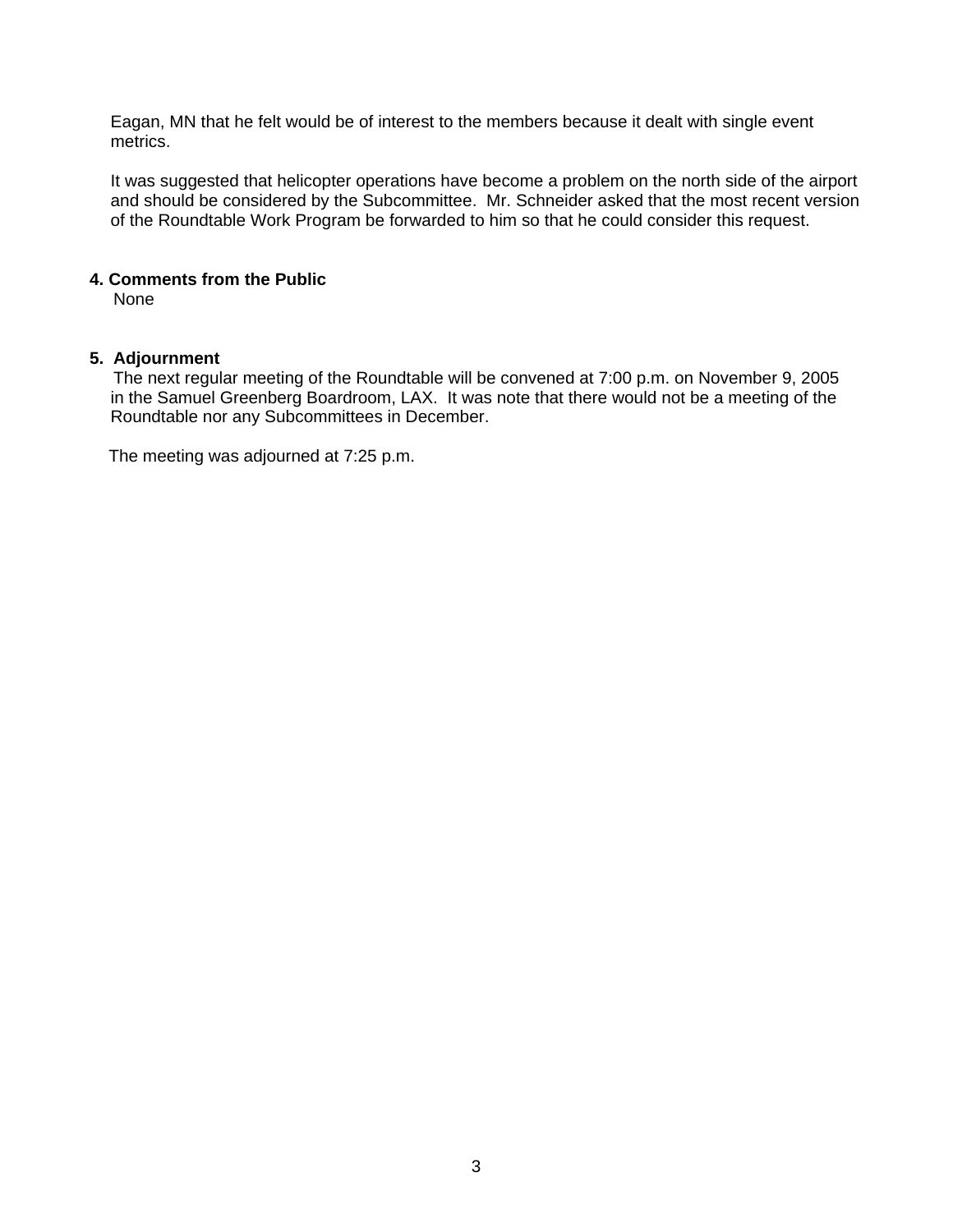Eagan, MN that he felt would be of interest to the members because it dealt with single event metrics.

It was suggested that helicopter operations have become a problem on the north side of the airport and should be considered by the Subcommittee. Mr. Schneider asked that the most recent version of the Roundtable Work Program be forwarded to him so that he could consider this request.

**4. Comments from the Public**

None

**5. Adjournment**

The next regular meeting of the Roundtable will be convened at 7:00 p.m. on November 9, 2005 in the Samuel Greenberg Boardroom, LAX. It was note that there would not be a meeting of the Roundtable nor any Subcommittees in December.

The meeting was adjourned at 7:25 p.m.